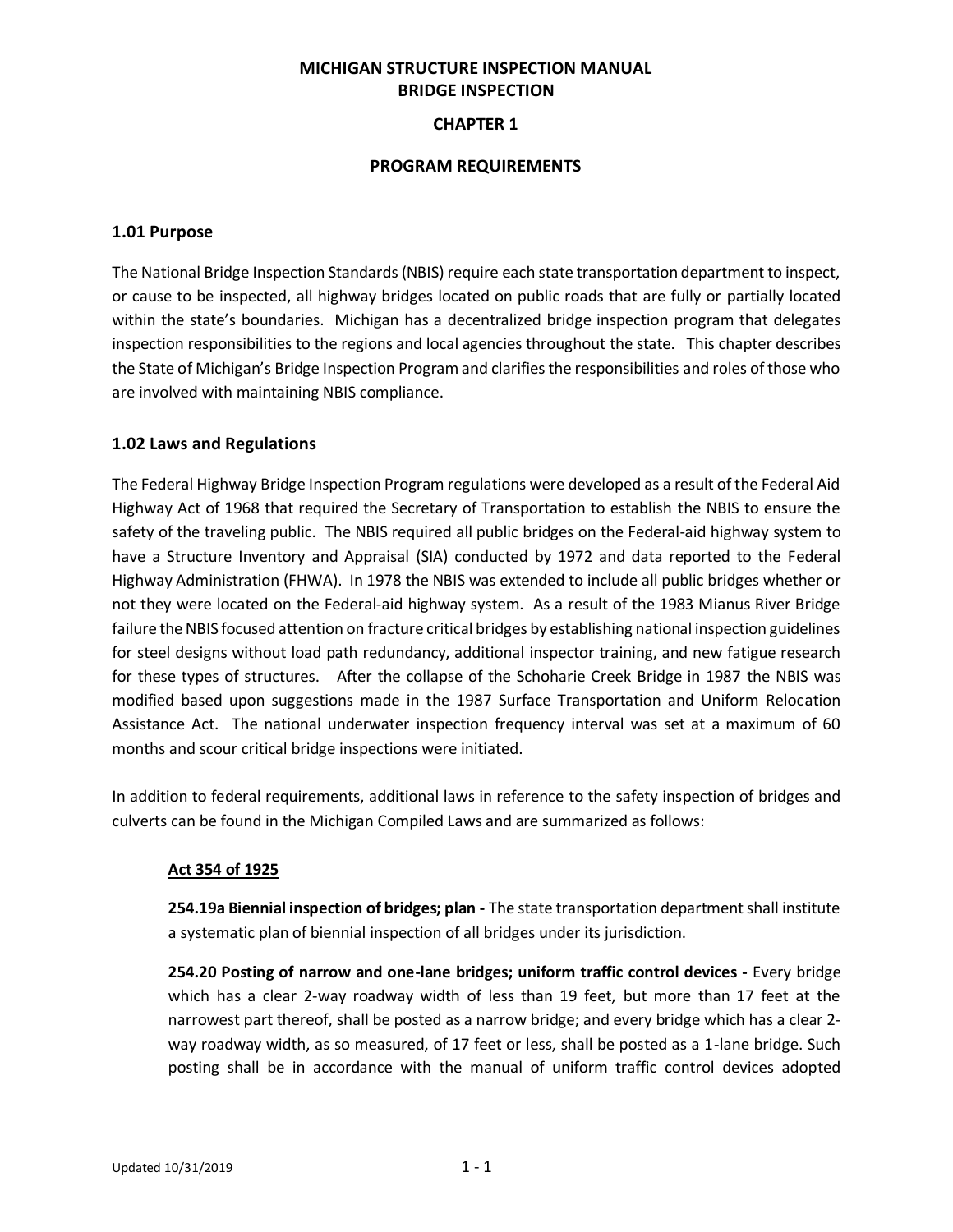# MICHIGAN STRUCTURE INSPECTION MANUAL
# BRIDGE INSPECTION

## CHAPTER 1

## PROGRAM REQUIREMENTS

### 1.01 Purpose

The National Bridge Inspection Standards (NBIS) require each state transportation department to inspect, or cause to be inspected, all highway bridges located on public roads that are fully or partially located within the state's boundaries. Michigan has a decentralized bridge inspection program that delegates inspection responsibilities to the regions and local agencies throughout the state. This chapter describes the State of Michigan's Bridge Inspection Program and clarifies the responsibilities and roles of those who are involved with maintaining NBIS compliance.

### 1.02 Laws and Regulations

The Federal Highway Bridge Inspection Program regulations were developed as a result of the Federal Aid Highway Act of 1968 that required the Secretary of Transportation to establish the NBIS to ensure the safety of the traveling public. The NBIS required all public bridges on the Federal-aid highway system to have a Structure Inventory and Appraisal (SIA) conducted by 1972 and data reported to the Federal Highway Administration (FHWA). In 1978 the NBIS was extended to include all public bridges whether or not they were located on the Federal-aid highway system. As a result of the 1983 Mianus River Bridge failure the NBIS focused attention on fracture critical bridges by establishing national inspection guidelines for steel designs without load path redundancy, additional inspector training, and new fatigue research for these types of structures. After the collapse of the Schoharie Creek Bridge in 1987 the NBIS was modified based upon suggestions made in the 1987 Surface Transportation and Uniform Relocation Assistance Act. The national underwater inspection frequency interval was set at a maximum of 60 months and scour critical bridge inspections were initiated.

In addition to federal requirements, additional laws in reference to the safety inspection of bridges and culverts can be found in the Michigan Compiled Laws and are summarized as follows:

<u>**Act 354 of 1925**</u>

**254.19a Biennial inspection of bridges; plan -** The state transportation department shall institute a systematic plan of biennial inspection of all bridges under its jurisdiction.

**254.20 Posting of narrow and one-lane bridges; uniform traffic control devices -** Every bridge which has a clear 2-way roadway width of less than 19 feet, but more than 17 feet at the narrowest part thereof, shall be posted as a narrow bridge; and every bridge which has a clear 2-way roadway width, as so measured, of 17 feet or less, shall be posted as a 1-lane bridge. Such posting shall be in accordance with the manual of uniform traffic control devices adopted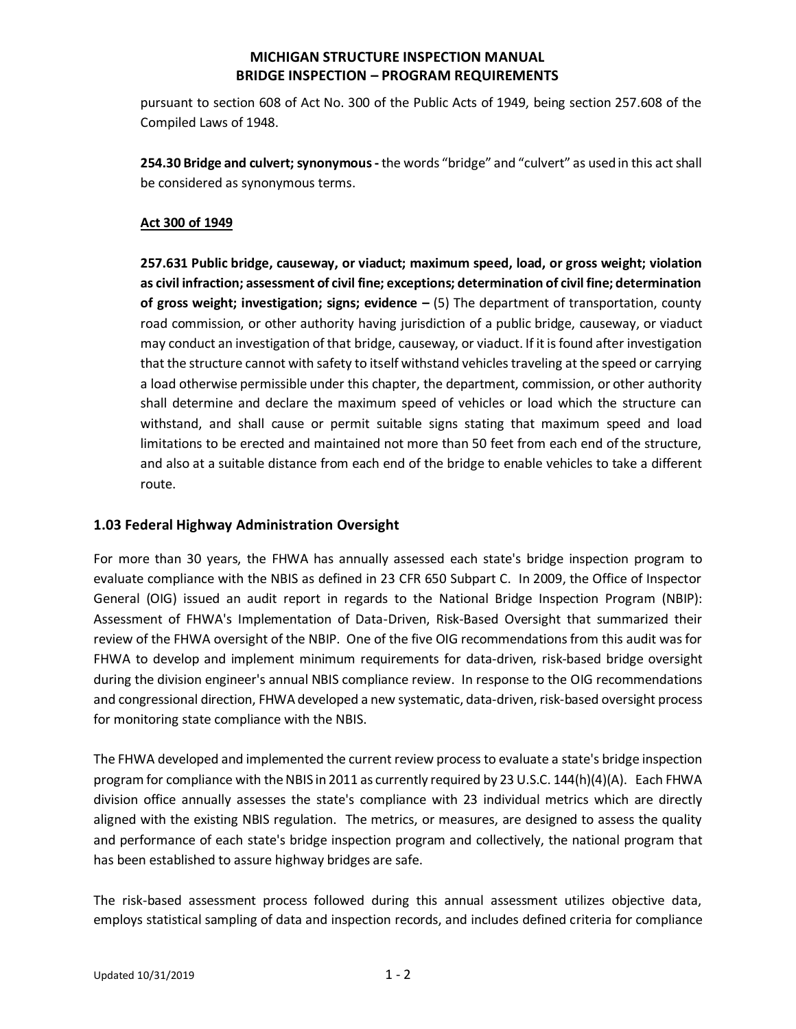pursuant to section 608 of Act No. 300 of the Public Acts of 1949, being section 257.608 of the Compiled Laws of 1948.

**254.30 Bridge and culvert; synonymous -** the words “bridge” and “culvert” as used in this act shall be considered as synonymous terms.

<u>**Act 300 of 1949**</u>

**257.631 Public bridge, causeway, or viaduct; maximum speed, load, or gross weight; violation as civil infraction; assessment of civil fine; exceptions; determination of civil fine; determination of gross weight; investigation; signs; evidence –** (5) The department of transportation, county road commission, or other authority having jurisdiction of a public bridge, causeway, or viaduct may conduct an investigation of that bridge, causeway, or viaduct. If it is found after investigation that the structure cannot with safety to itself withstand vehicles traveling at the speed or carrying a load otherwise permissible under this chapter, the department, commission, or other authority shall determine and declare the maximum speed of vehicles or load which the structure can withstand, and shall cause or permit suitable signs stating that maximum speed and load limitations to be erected and maintained not more than 50 feet from each end of the structure, and also at a suitable distance from each end of the bridge to enable vehicles to take a different route.

### 1.03 Federal Highway Administration Oversight

For more than 30 years, the FHWA has annually assessed each state's bridge inspection program to evaluate compliance with the NBIS as defined in 23 CFR 650 Subpart C. In 2009, the Office of Inspector General (OIG) issued an audit report in regards to the National Bridge Inspection Program (NBIP): Assessment of FHWA's Implementation of Data-Driven, Risk-Based Oversight that summarized their review of the FHWA oversight of the NBIP. One of the five OIG recommendations from this audit was for FHWA to develop and implement minimum requirements for data-driven, risk-based bridge oversight during the division engineer's annual NBIS compliance review. In response to the OIG recommendations and congressional direction, FHWA developed a new systematic, data-driven, risk-based oversight process for monitoring state compliance with the NBIS.

The FHWA developed and implemented the current review process to evaluate a state's bridge inspection program for compliance with the NBIS in 2011 as currently required by 23 U.S.C. 144(h)(4)(A). Each FHWA division office annually assesses the state's compliance with 23 individual metrics which are directly aligned with the existing NBIS regulation. The metrics, or measures, are designed to assess the quality and performance of each state's bridge inspection program and collectively, the national program that has been established to assure highway bridges are safe.

The risk-based assessment process followed during this annual assessment utilizes objective data, employs statistical sampling of data and inspection records, and includes defined criteria for compliance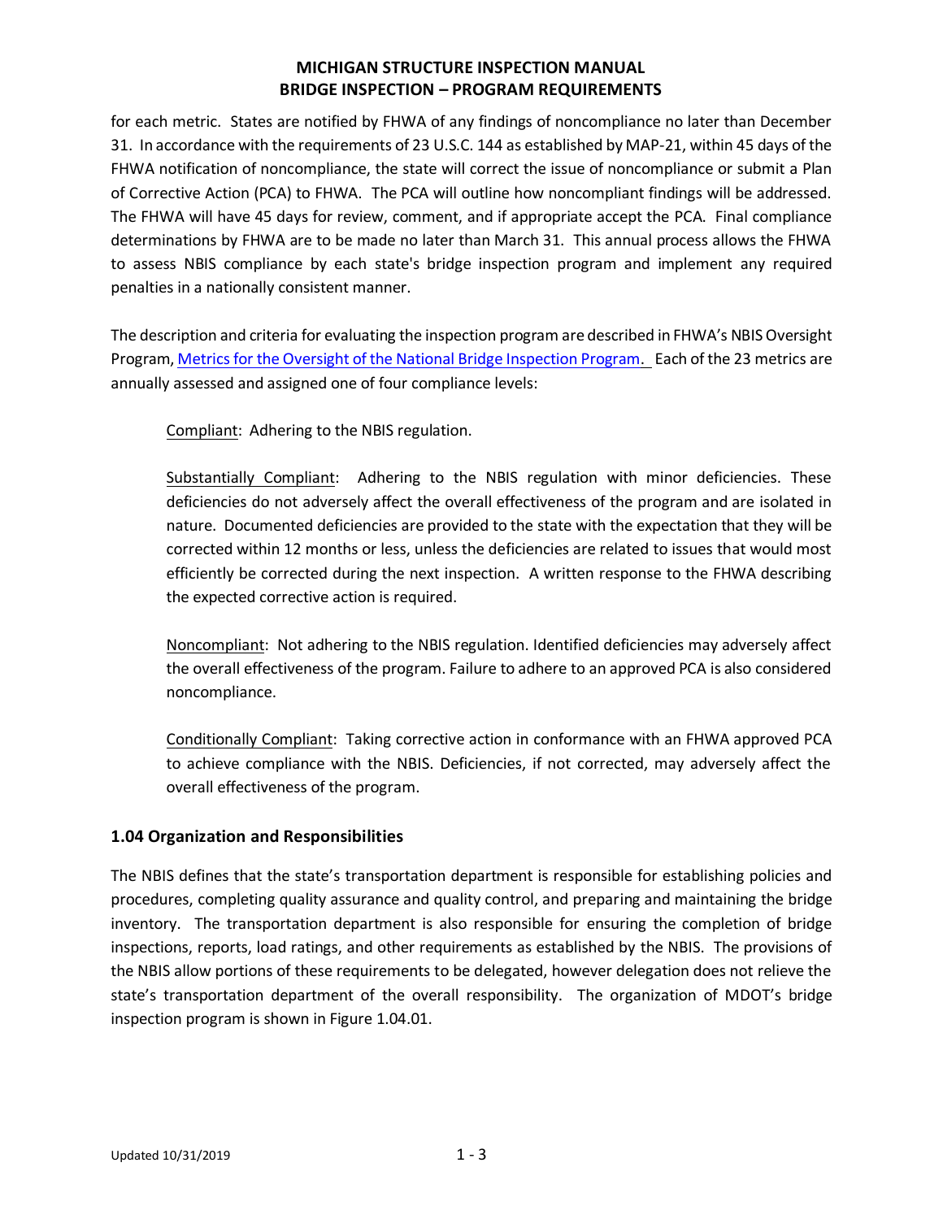for each metric. States are notified by FHWA of any findings of noncompliance no later than December 31. In accordance with the requirements of 23 U.S.C. 144 as established by MAP-21, within 45 days of the FHWA notification of noncompliance, the state will correct the issue of noncompliance or submit a Plan of Corrective Action (PCA) to FHWA. The PCA will outline how noncompliant findings will be addressed. The FHWA will have 45 days for review, comment, and if appropriate accept the PCA. Final compliance determinations by FHWA are to be made no later than March 31. This annual process allows the FHWA to assess NBIS compliance by each state's bridge inspection program and implement any required penalties in a nationally consistent manner.

The description and criteria for evaluating the inspection program are described in FHWA's NBIS Oversight Program, Metrics for the Oversight of the National Bridge Inspection Program. Each of the 23 metrics are annually assessed and assigned one of four compliance levels:

> Compliant: Adhering to the NBIS regulation.
>
> Substantially Compliant: Adhering to the NBIS regulation with minor deficiencies. These deficiencies do not adversely affect the overall effectiveness of the program and are isolated in nature. Documented deficiencies are provided to the state with the expectation that they will be corrected within 12 months or less, unless the deficiencies are related to issues that would most efficiently be corrected during the next inspection. A written response to the FHWA describing the expected corrective action is required.
>
> Noncompliant: Not adhering to the NBIS regulation. Identified deficiencies may adversely affect the overall effectiveness of the program. Failure to adhere to an approved PCA is also considered noncompliance.
>
> Conditionally Compliant: Taking corrective action in conformance with an FHWA approved PCA to achieve compliance with the NBIS. Deficiencies, if not corrected, may adversely affect the overall effectiveness of the program.

### 1.04 Organization and Responsibilities

The NBIS defines that the state's transportation department is responsible for establishing policies and procedures, completing quality assurance and quality control, and preparing and maintaining the bridge inventory. The transportation department is also responsible for ensuring the completion of bridge inspections, reports, load ratings, and other requirements as established by the NBIS. The provisions of the NBIS allow portions of these requirements to be delegated, however delegation does not relieve the state's transportation department of the overall responsibility. The organization of MDOT's bridge inspection program is shown in Figure 1.04.01.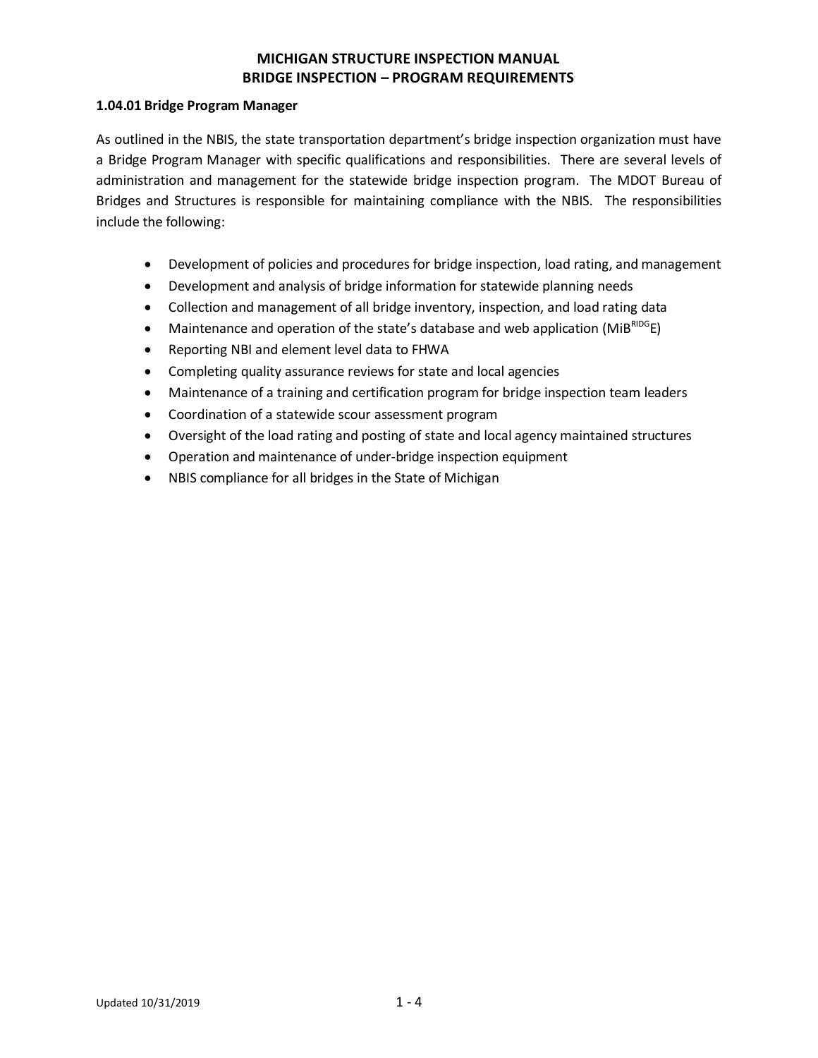### 1.04.01 Bridge Program Manager

As outlined in the NBIS, the state transportation department's bridge inspection organization must have a Bridge Program Manager with specific qualifications and responsibilities. There are several levels of administration and management for the statewide bridge inspection program. The MDOT Bureau of Bridges and Structures is responsible for maintaining compliance with the NBIS. The responsibilities include the following:

- Development of policies and procedures for bridge inspection, load rating, and management
- Development and analysis of bridge information for statewide planning needs
- Collection and management of all bridge inventory, inspection, and load rating data
- Maintenance and operation of the state's database and web application (MiB$^{RIDG}$E)
- Reporting NBI and element level data to FHWA
- Completing quality assurance reviews for state and local agencies
- Maintenance of a training and certification program for bridge inspection team leaders
- Coordination of a statewide scour assessment program
- Oversight of the load rating and posting of state and local agency maintained structures
- Operation and maintenance of under-bridge inspection equipment
- NBIS compliance for all bridges in the State of Michigan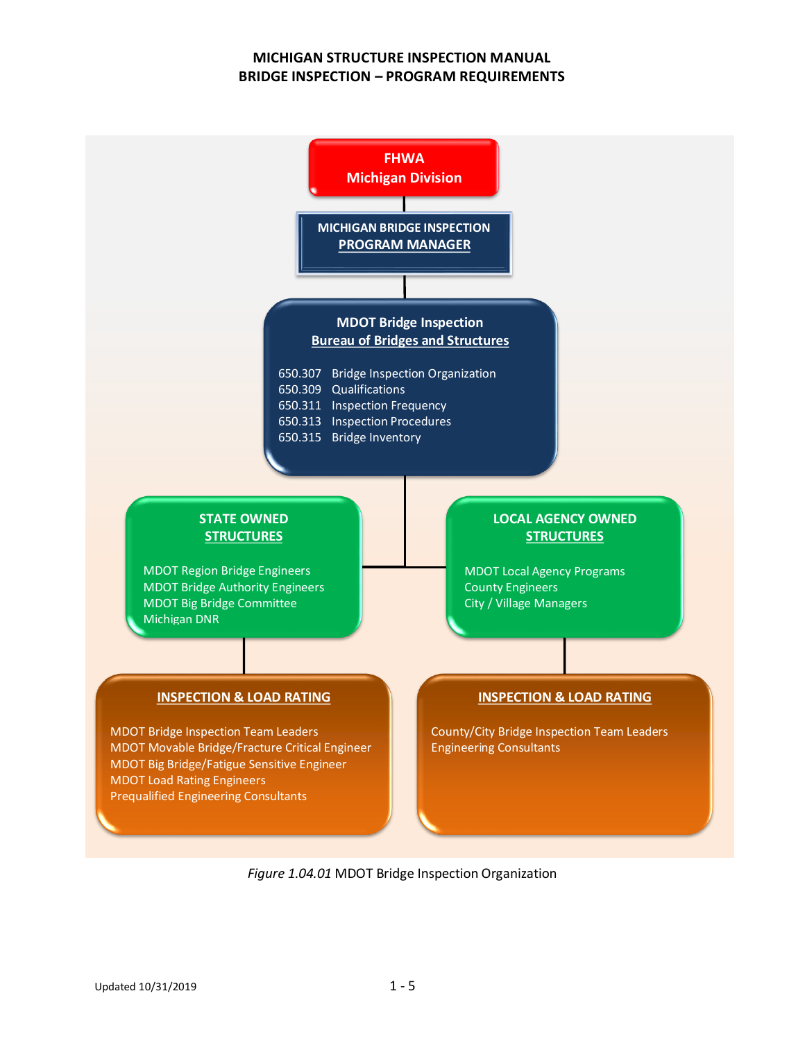**FHWA**
**Michigan Division**

**MICHIGAN BRIDGE INSPECTION**
**PROGRAM MANAGER**

**MDOT Bridge Inspection**
**Bureau of Bridges and Structures**

- 650.307 Bridge Inspection Organization
- 650.309 Qualifications
- 650.311 Inspection Frequency
- 650.313 Inspection Procedures
- 650.315 Bridge Inventory

**STATE OWNED STRUCTURES**

- MDOT Region Bridge Engineers
- MDOT Bridge Authority Engineers
- MDOT Big Bridge Committee
- Michigan DNR

**LOCAL AGENCY OWNED STRUCTURES**

- MDOT Local Agency Programs
- County Engineers
- City / Village Managers

**INSPECTION & LOAD RATING** (State Owned Structures)

- MDOT Bridge Inspection Team Leaders
- MDOT Movable Bridge/Fracture Critical Engineer
- MDOT Big Bridge/Fatigue Sensitive Engineer
- MDOT Load Rating Engineers
- Prequalified Engineering Consultants

**INSPECTION & LOAD RATING** (Local Agency Owned Structures)

- County/City Bridge Inspection Team Leaders
- Engineering Consultants

*Figure 1.04.01* MDOT Bridge Inspection Organization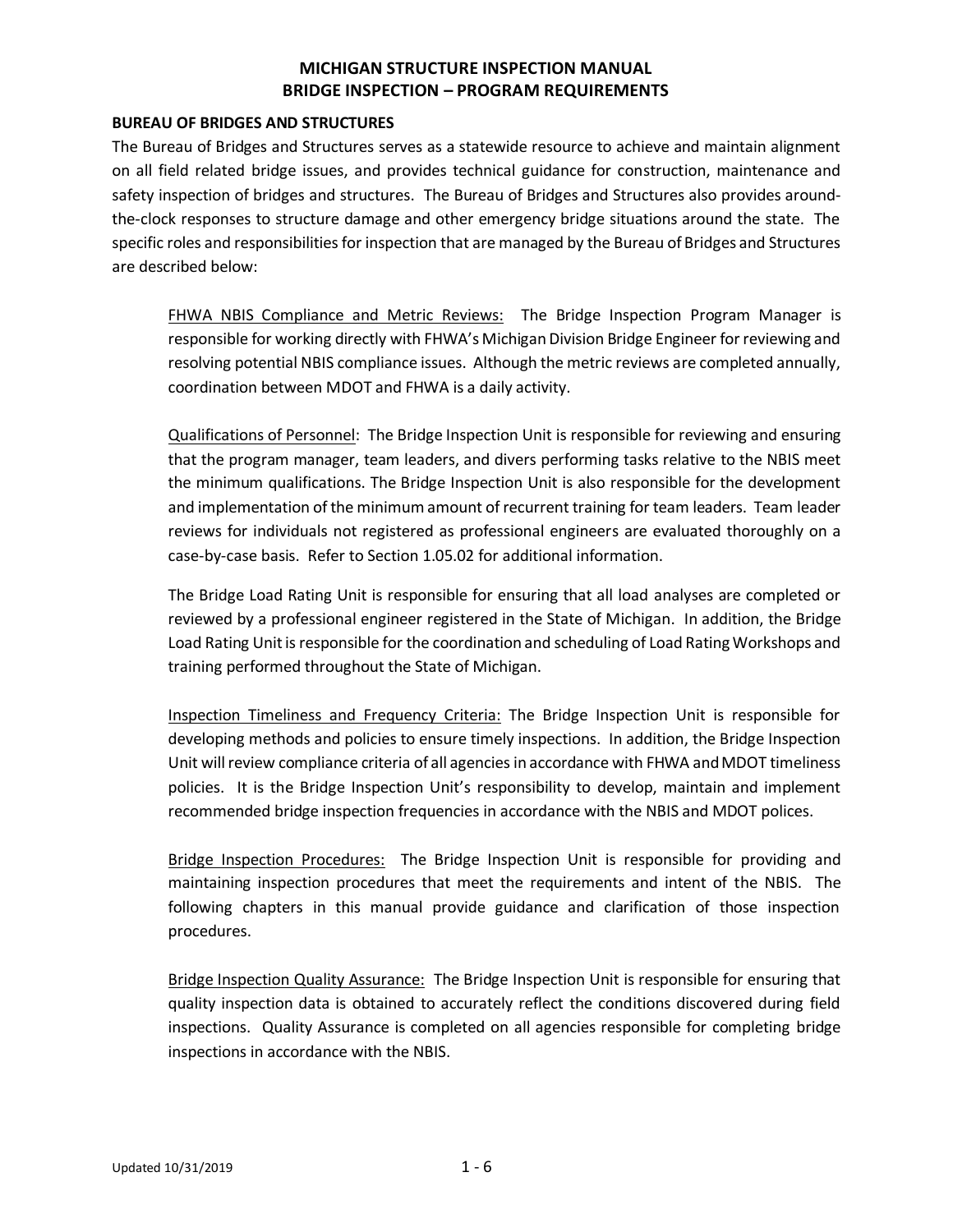### BUREAU OF BRIDGES AND STRUCTURES

The Bureau of Bridges and Structures serves as a statewide resource to achieve and maintain alignment on all field related bridge issues, and provides technical guidance for construction, maintenance and safety inspection of bridges and structures. The Bureau of Bridges and Structures also provides around-the-clock responses to structure damage and other emergency bridge situations around the state. The specific roles and responsibilities for inspection that are managed by the Bureau of Bridges and Structures are described below:

FHWA NBIS Compliance and Metric Reviews: The Bridge Inspection Program Manager is responsible for working directly with FHWA's Michigan Division Bridge Engineer for reviewing and resolving potential NBIS compliance issues. Although the metric reviews are completed annually, coordination between MDOT and FHWA is a daily activity.

Qualifications of Personnel: The Bridge Inspection Unit is responsible for reviewing and ensuring that the program manager, team leaders, and divers performing tasks relative to the NBIS meet the minimum qualifications. The Bridge Inspection Unit is also responsible for the development and implementation of the minimum amount of recurrent training for team leaders. Team leader reviews for individuals not registered as professional engineers are evaluated thoroughly on a case-by-case basis. Refer to Section 1.05.02 for additional information.

The Bridge Load Rating Unit is responsible for ensuring that all load analyses are completed or reviewed by a professional engineer registered in the State of Michigan. In addition, the Bridge Load Rating Unit is responsible for the coordination and scheduling of Load Rating Workshops and training performed throughout the State of Michigan.

Inspection Timeliness and Frequency Criteria: The Bridge Inspection Unit is responsible for developing methods and policies to ensure timely inspections. In addition, the Bridge Inspection Unit will review compliance criteria of all agencies in accordance with FHWA and MDOT timeliness policies. It is the Bridge Inspection Unit's responsibility to develop, maintain and implement recommended bridge inspection frequencies in accordance with the NBIS and MDOT polices.

Bridge Inspection Procedures: The Bridge Inspection Unit is responsible for providing and maintaining inspection procedures that meet the requirements and intent of the NBIS. The following chapters in this manual provide guidance and clarification of those inspection procedures.

Bridge Inspection Quality Assurance: The Bridge Inspection Unit is responsible for ensuring that quality inspection data is obtained to accurately reflect the conditions discovered during field inspections. Quality Assurance is completed on all agencies responsible for completing bridge inspections in accordance with the NBIS.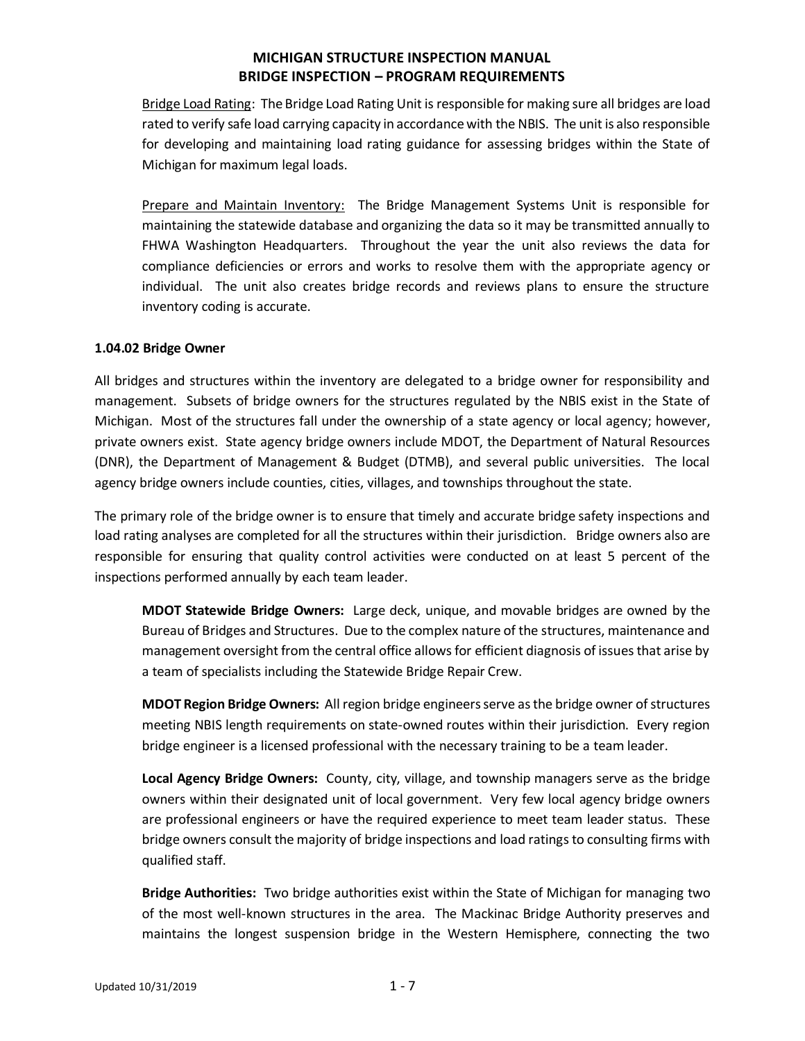Bridge Load Rating: The Bridge Load Rating Unit is responsible for making sure all bridges are load rated to verify safe load carrying capacity in accordance with the NBIS. The unit is also responsible for developing and maintaining load rating guidance for assessing bridges within the State of Michigan for maximum legal loads.

Prepare and Maintain Inventory: The Bridge Management Systems Unit is responsible for maintaining the statewide database and organizing the data so it may be transmitted annually to FHWA Washington Headquarters. Throughout the year the unit also reviews the data for compliance deficiencies or errors and works to resolve them with the appropriate agency or individual. The unit also creates bridge records and reviews plans to ensure the structure inventory coding is accurate.

### 1.04.02 Bridge Owner

All bridges and structures within the inventory are delegated to a bridge owner for responsibility and management. Subsets of bridge owners for the structures regulated by the NBIS exist in the State of Michigan. Most of the structures fall under the ownership of a state agency or local agency; however, private owners exist. State agency bridge owners include MDOT, the Department of Natural Resources (DNR), the Department of Management & Budget (DTMB), and several public universities. The local agency bridge owners include counties, cities, villages, and townships throughout the state.

The primary role of the bridge owner is to ensure that timely and accurate bridge safety inspections and load rating analyses are completed for all the structures within their jurisdiction. Bridge owners also are responsible for ensuring that quality control activities were conducted on at least 5 percent of the inspections performed annually by each team leader.

**MDOT Statewide Bridge Owners:** Large deck, unique, and movable bridges are owned by the Bureau of Bridges and Structures. Due to the complex nature of the structures, maintenance and management oversight from the central office allows for efficient diagnosis of issues that arise by a team of specialists including the Statewide Bridge Repair Crew.

**MDOT Region Bridge Owners:** All region bridge engineers serve as the bridge owner of structures meeting NBIS length requirements on state-owned routes within their jurisdiction. Every region bridge engineer is a licensed professional with the necessary training to be a team leader.

**Local Agency Bridge Owners:** County, city, village, and township managers serve as the bridge owners within their designated unit of local government. Very few local agency bridge owners are professional engineers or have the required experience to meet team leader status. These bridge owners consult the majority of bridge inspections and load ratings to consulting firms with qualified staff.

**Bridge Authorities:** Two bridge authorities exist within the State of Michigan for managing two of the most well-known structures in the area. The Mackinac Bridge Authority preserves and maintains the longest suspension bridge in the Western Hemisphere, connecting the two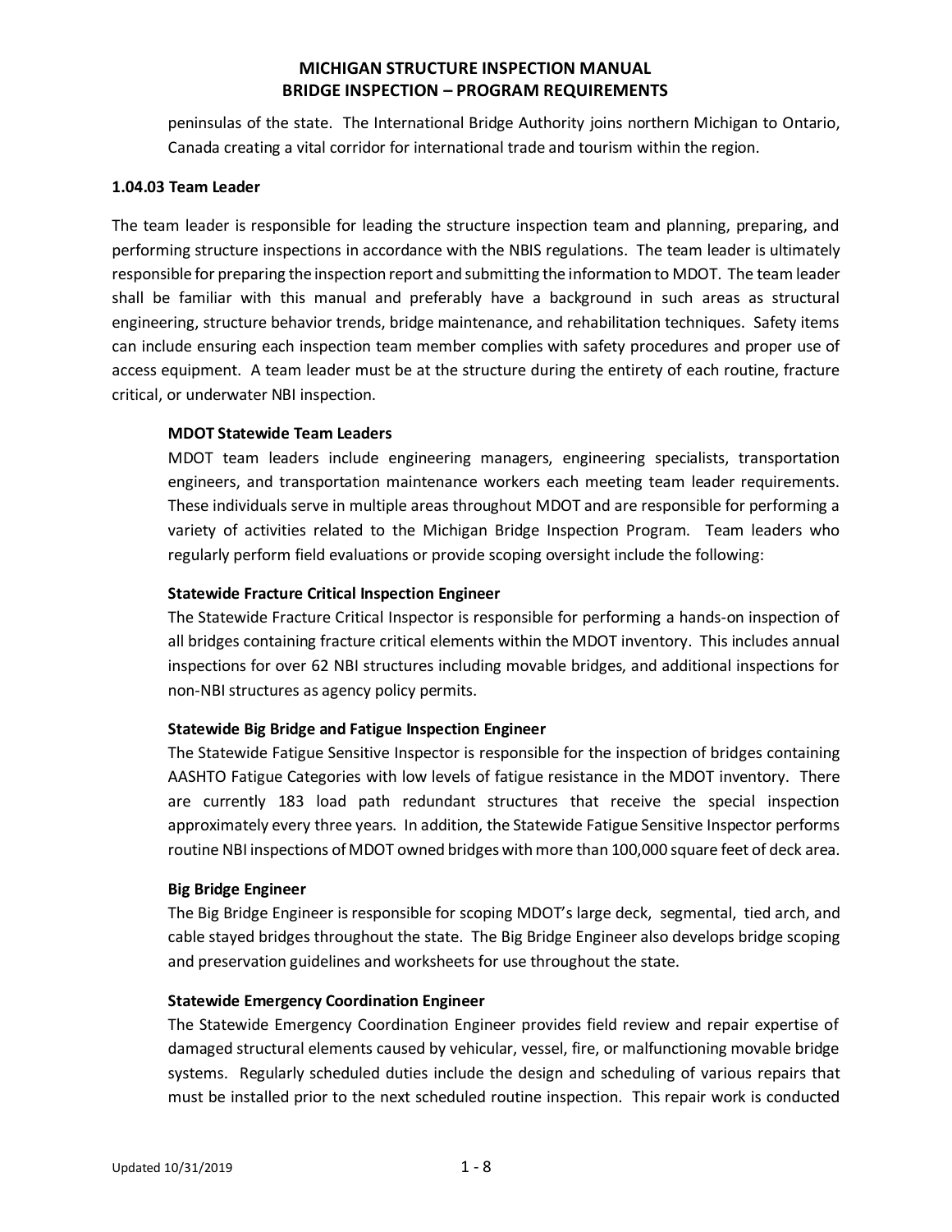peninsulas of the state. The International Bridge Authority joins northern Michigan to Ontario, Canada creating a vital corridor for international trade and tourism within the region.

### 1.04.03 Team Leader

The team leader is responsible for leading the structure inspection team and planning, preparing, and performing structure inspections in accordance with the NBIS regulations. The team leader is ultimately responsible for preparing the inspection report and submitting the information to MDOT. The team leader shall be familiar with this manual and preferably have a background in such areas as structural engineering, structure behavior trends, bridge maintenance, and rehabilitation techniques. Safety items can include ensuring each inspection team member complies with safety procedures and proper use of access equipment. A team leader must be at the structure during the entirety of each routine, fracture critical, or underwater NBI inspection.

**MDOT Statewide Team Leaders**

MDOT team leaders include engineering managers, engineering specialists, transportation engineers, and transportation maintenance workers each meeting team leader requirements. These individuals serve in multiple areas throughout MDOT and are responsible for performing a variety of activities related to the Michigan Bridge Inspection Program. Team leaders who regularly perform field evaluations or provide scoping oversight include the following:

**Statewide Fracture Critical Inspection Engineer**

The Statewide Fracture Critical Inspector is responsible for performing a hands-on inspection of all bridges containing fracture critical elements within the MDOT inventory. This includes annual inspections for over 62 NBI structures including movable bridges, and additional inspections for non-NBI structures as agency policy permits.

**Statewide Big Bridge and Fatigue Inspection Engineer**

The Statewide Fatigue Sensitive Inspector is responsible for the inspection of bridges containing AASHTO Fatigue Categories with low levels of fatigue resistance in the MDOT inventory. There are currently 183 load path redundant structures that receive the special inspection approximately every three years. In addition, the Statewide Fatigue Sensitive Inspector performs routine NBI inspections of MDOT owned bridges with more than 100,000 square feet of deck area.

**Big Bridge Engineer**

The Big Bridge Engineer is responsible for scoping MDOT's large deck, segmental, tied arch, and cable stayed bridges throughout the state. The Big Bridge Engineer also develops bridge scoping and preservation guidelines and worksheets for use throughout the state.

**Statewide Emergency Coordination Engineer**

The Statewide Emergency Coordination Engineer provides field review and repair expertise of damaged structural elements caused by vehicular, vessel, fire, or malfunctioning movable bridge systems. Regularly scheduled duties include the design and scheduling of various repairs that must be installed prior to the next scheduled routine inspection. This repair work is conducted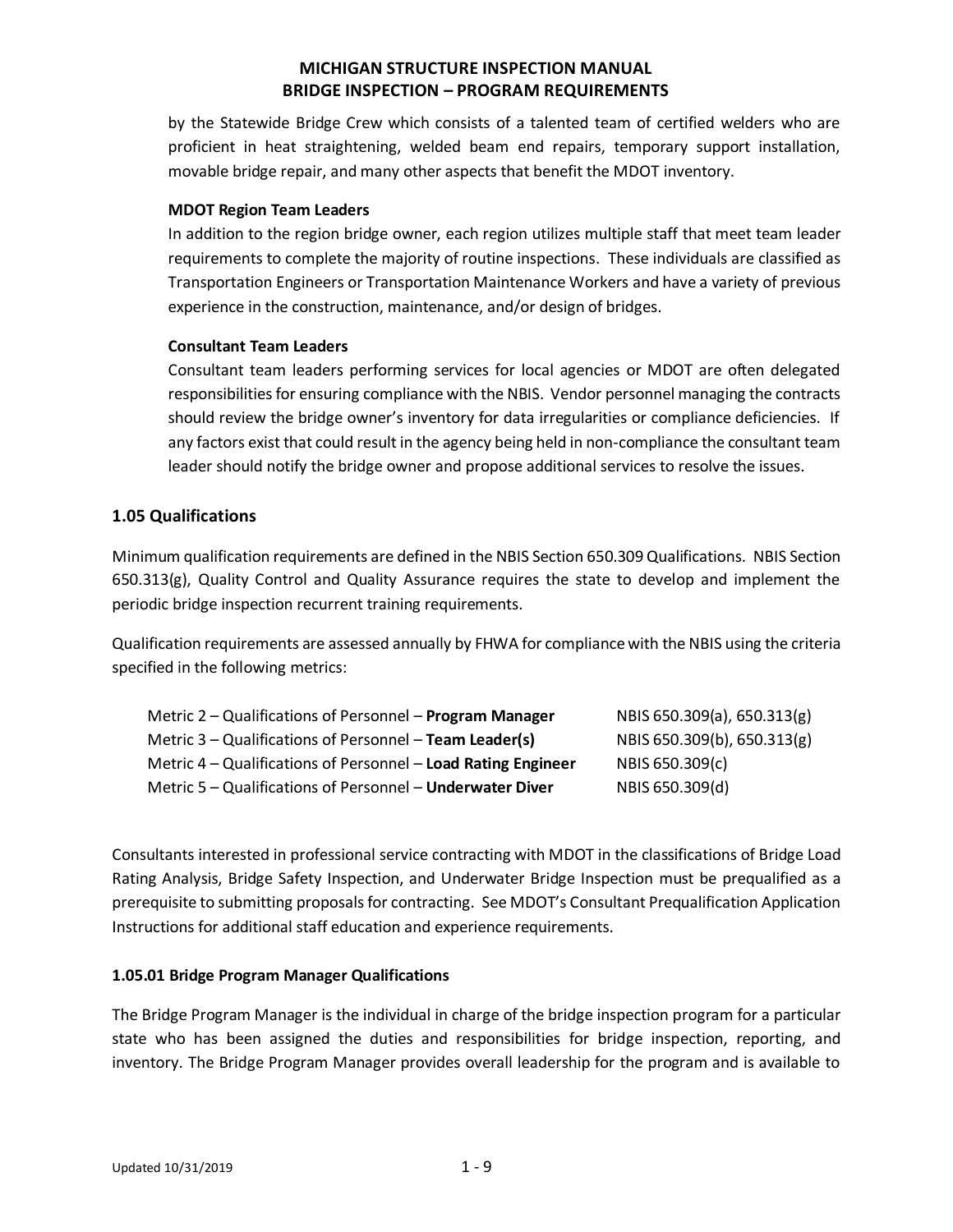by the Statewide Bridge Crew which consists of a talented team of certified welders who are proficient in heat straightening, welded beam end repairs, temporary support installation, movable bridge repair, and many other aspects that benefit the MDOT inventory.

**MDOT Region Team Leaders**

In addition to the region bridge owner, each region utilizes multiple staff that meet team leader requirements to complete the majority of routine inspections. These individuals are classified as Transportation Engineers or Transportation Maintenance Workers and have a variety of previous experience in the construction, maintenance, and/or design of bridges.

**Consultant Team Leaders**

Consultant team leaders performing services for local agencies or MDOT are often delegated responsibilities for ensuring compliance with the NBIS. Vendor personnel managing the contracts should review the bridge owner's inventory for data irregularities or compliance deficiencies. If any factors exist that could result in the agency being held in non-compliance the consultant team leader should notify the bridge owner and propose additional services to resolve the issues.

## 1.05 Qualifications

Minimum qualification requirements are defined in the NBIS Section 650.309 Qualifications. NBIS Section 650.313(g), Quality Control and Quality Assurance requires the state to develop and implement the periodic bridge inspection recurrent training requirements.

Qualification requirements are assessed annually by FHWA for compliance with the NBIS using the criteria specified in the following metrics:

| | |
|---|---|
| Metric 2 – Qualifications of Personnel – **Program Manager** | NBIS 650.309(a), 650.313(g) |
| Metric 3 – Qualifications of Personnel – **Team Leader(s)** | NBIS 650.309(b), 650.313(g) |
| Metric 4 – Qualifications of Personnel – **Load Rating Engineer** | NBIS 650.309(c) |
| Metric 5 – Qualifications of Personnel – **Underwater Diver** | NBIS 650.309(d) |

Consultants interested in professional service contracting with MDOT in the classifications of Bridge Load Rating Analysis, Bridge Safety Inspection, and Underwater Bridge Inspection must be prequalified as a prerequisite to submitting proposals for contracting. See MDOT's Consultant Prequalification Application Instructions for additional staff education and experience requirements.

### 1.05.01 Bridge Program Manager Qualifications

The Bridge Program Manager is the individual in charge of the bridge inspection program for a particular state who has been assigned the duties and responsibilities for bridge inspection, reporting, and inventory. The Bridge Program Manager provides overall leadership for the program and is available to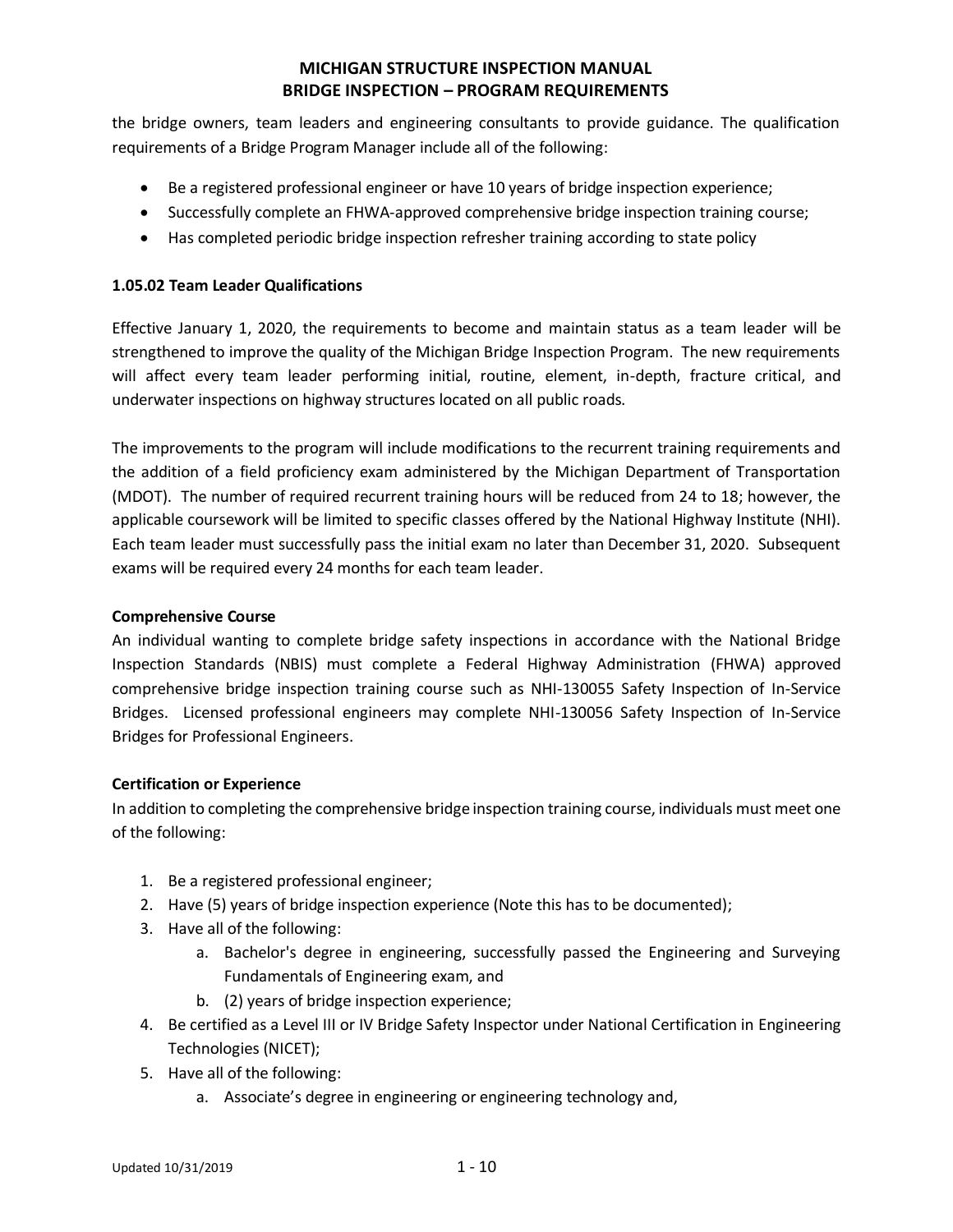the bridge owners, team leaders and engineering consultants to provide guidance. The qualification requirements of a Bridge Program Manager include all of the following:

- Be a registered professional engineer or have 10 years of bridge inspection experience;
- Successfully complete an FHWA-approved comprehensive bridge inspection training course;
- Has completed periodic bridge inspection refresher training according to state policy

### 1.05.02 Team Leader Qualifications

Effective January 1, 2020, the requirements to become and maintain status as a team leader will be strengthened to improve the quality of the Michigan Bridge Inspection Program. The new requirements will affect every team leader performing initial, routine, element, in-depth, fracture critical, and underwater inspections on highway structures located on all public roads.

The improvements to the program will include modifications to the recurrent training requirements and the addition of a field proficiency exam administered by the Michigan Department of Transportation (MDOT). The number of required recurrent training hours will be reduced from 24 to 18; however, the applicable coursework will be limited to specific classes offered by the National Highway Institute (NHI). Each team leader must successfully pass the initial exam no later than December 31, 2020. Subsequent exams will be required every 24 months for each team leader.

**Comprehensive Course**

An individual wanting to complete bridge safety inspections in accordance with the National Bridge Inspection Standards (NBIS) must complete a Federal Highway Administration (FHWA) approved comprehensive bridge inspection training course such as NHI-130055 Safety Inspection of In-Service Bridges. Licensed professional engineers may complete NHI-130056 Safety Inspection of In-Service Bridges for Professional Engineers.

**Certification or Experience**

In addition to completing the comprehensive bridge inspection training course, individuals must meet one of the following:

1. Be a registered professional engineer;
2. Have (5) years of bridge inspection experience (Note this has to be documented);
3. Have all of the following:
   a. Bachelor's degree in engineering, successfully passed the Engineering and Surveying Fundamentals of Engineering exam, and
   b. (2) years of bridge inspection experience;
4. Be certified as a Level III or IV Bridge Safety Inspector under National Certification in Engineering Technologies (NICET);
5. Have all of the following:
   a. Associate's degree in engineering or engineering technology and,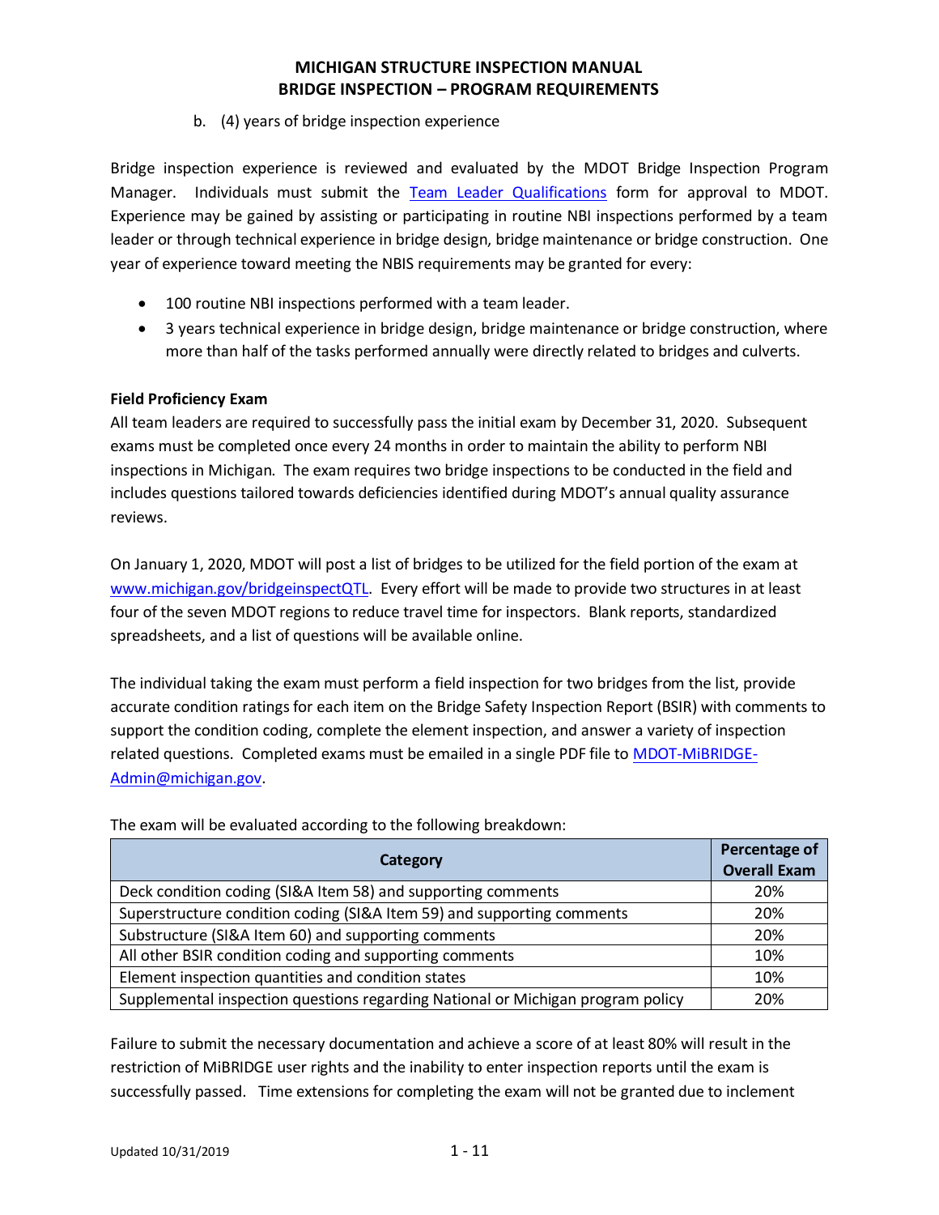b. (4) years of bridge inspection experience

Bridge inspection experience is reviewed and evaluated by the MDOT Bridge Inspection Program Manager. Individuals must submit the Team Leader Qualifications form for approval to MDOT. Experience may be gained by assisting or participating in routine NBI inspections performed by a team leader or through technical experience in bridge design, bridge maintenance or bridge construction. One year of experience toward meeting the NBIS requirements may be granted for every:

- 100 routine NBI inspections performed with a team leader.
- 3 years technical experience in bridge design, bridge maintenance or bridge construction, where more than half of the tasks performed annually were directly related to bridges and culverts.

**Field Proficiency Exam**

All team leaders are required to successfully pass the initial exam by December 31, 2020. Subsequent exams must be completed once every 24 months in order to maintain the ability to perform NBI inspections in Michigan. The exam requires two bridge inspections to be conducted in the field and includes questions tailored towards deficiencies identified during MDOT's annual quality assurance reviews.

On January 1, 2020, MDOT will post a list of bridges to be utilized for the field portion of the exam at www.michigan.gov/bridgeinspectQTL. Every effort will be made to provide two structures in at least four of the seven MDOT regions to reduce travel time for inspectors. Blank reports, standardized spreadsheets, and a list of questions will be available online.

The individual taking the exam must perform a field inspection for two bridges from the list, provide accurate condition ratings for each item on the Bridge Safety Inspection Report (BSIR) with comments to support the condition coding, complete the element inspection, and answer a variety of inspection related questions. Completed exams must be emailed in a single PDF file to MDOT-MiBRIDGE-Admin@michigan.gov.

The exam will be evaluated according to the following breakdown:

| Category | Percentage of Overall Exam |
|---|---|
| Deck condition coding (SI&A Item 58) and supporting comments | 20% |
| Superstructure condition coding (SI&A Item 59) and supporting comments | 20% |
| Substructure (SI&A Item 60) and supporting comments | 20% |
| All other BSIR condition coding and supporting comments | 10% |
| Element inspection quantities and condition states | 10% |
| Supplemental inspection questions regarding National or Michigan program policy | 20% |

Failure to submit the necessary documentation and achieve a score of at least 80% will result in the restriction of MiBRIDGE user rights and the inability to enter inspection reports until the exam is successfully passed. Time extensions for completing the exam will not be granted due to inclement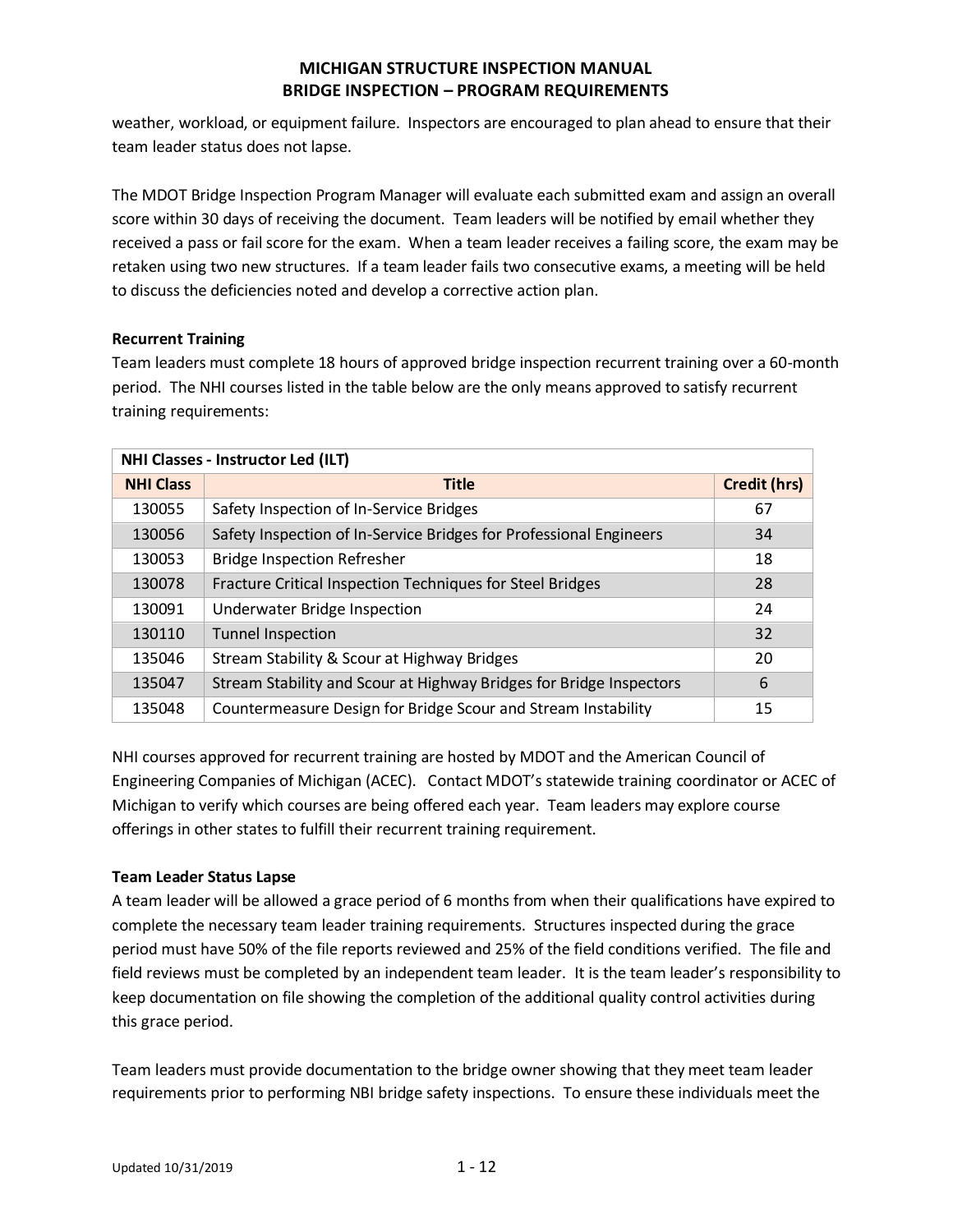weather, workload, or equipment failure. Inspectors are encouraged to plan ahead to ensure that their team leader status does not lapse.

The MDOT Bridge Inspection Program Manager will evaluate each submitted exam and assign an overall score within 30 days of receiving the document. Team leaders will be notified by email whether they received a pass or fail score for the exam. When a team leader receives a failing score, the exam may be retaken using two new structures. If a team leader fails two consecutive exams, a meeting will be held to discuss the deficiencies noted and develop a corrective action plan.

**Recurrent Training**

Team leaders must complete 18 hours of approved bridge inspection recurrent training over a 60-month period. The NHI courses listed in the table below are the only means approved to satisfy recurrent training requirements:

| NHI Classes - Instructor Led (ILT) | | |
|---|---|---|
| **NHI Class** | **Title** | **Credit (hrs)** |
| 130055 | Safety Inspection of In-Service Bridges | 67 |
| 130056 | Safety Inspection of In-Service Bridges for Professional Engineers | 34 |
| 130053 | Bridge Inspection Refresher | 18 |
| 130078 | Fracture Critical Inspection Techniques for Steel Bridges | 28 |
| 130091 | Underwater Bridge Inspection | 24 |
| 130110 | Tunnel Inspection | 32 |
| 135046 | Stream Stability & Scour at Highway Bridges | 20 |
| 135047 | Stream Stability and Scour at Highway Bridges for Bridge Inspectors | 6 |
| 135048 | Countermeasure Design for Bridge Scour and Stream Instability | 15 |

NHI courses approved for recurrent training are hosted by MDOT and the American Council of Engineering Companies of Michigan (ACEC). Contact MDOT's statewide training coordinator or ACEC of Michigan to verify which courses are being offered each year. Team leaders may explore course offerings in other states to fulfill their recurrent training requirement.

**Team Leader Status Lapse**

A team leader will be allowed a grace period of 6 months from when their qualifications have expired to complete the necessary team leader training requirements. Structures inspected during the grace period must have 50% of the file reports reviewed and 25% of the field conditions verified. The file and field reviews must be completed by an independent team leader. It is the team leader's responsibility to keep documentation on file showing the completion of the additional quality control activities during this grace period.

Team leaders must provide documentation to the bridge owner showing that they meet team leader requirements prior to performing NBI bridge safety inspections. To ensure these individuals meet the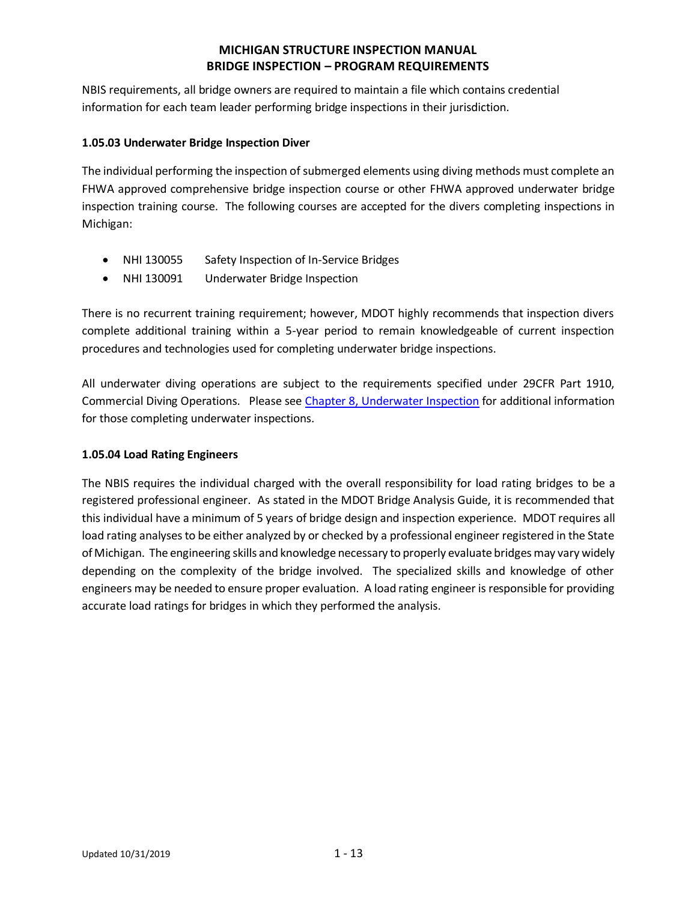NBIS requirements, all bridge owners are required to maintain a file which contains credential information for each team leader performing bridge inspections in their jurisdiction.

### 1.05.03 Underwater Bridge Inspection Diver

The individual performing the inspection of submerged elements using diving methods must complete an FHWA approved comprehensive bridge inspection course or other FHWA approved underwater bridge inspection training course. The following courses are accepted for the divers completing inspections in Michigan:

- NHI 130055 Safety Inspection of In-Service Bridges
- NHI 130091 Underwater Bridge Inspection

There is no recurrent training requirement; however, MDOT highly recommends that inspection divers complete additional training within a 5-year period to remain knowledgeable of current inspection procedures and technologies used for completing underwater bridge inspections.

All underwater diving operations are subject to the requirements specified under 29CFR Part 1910, Commercial Diving Operations. Please see Chapter 8, Underwater Inspection for additional information for those completing underwater inspections.

### 1.05.04 Load Rating Engineers

The NBIS requires the individual charged with the overall responsibility for load rating bridges to be a registered professional engineer. As stated in the MDOT Bridge Analysis Guide, it is recommended that this individual have a minimum of 5 years of bridge design and inspection experience. MDOT requires all load rating analyses to be either analyzed by or checked by a professional engineer registered in the State of Michigan. The engineering skills and knowledge necessary to properly evaluate bridges may vary widely depending on the complexity of the bridge involved. The specialized skills and knowledge of other engineers may be needed to ensure proper evaluation. A load rating engineer is responsible for providing accurate load ratings for bridges in which they performed the analysis.